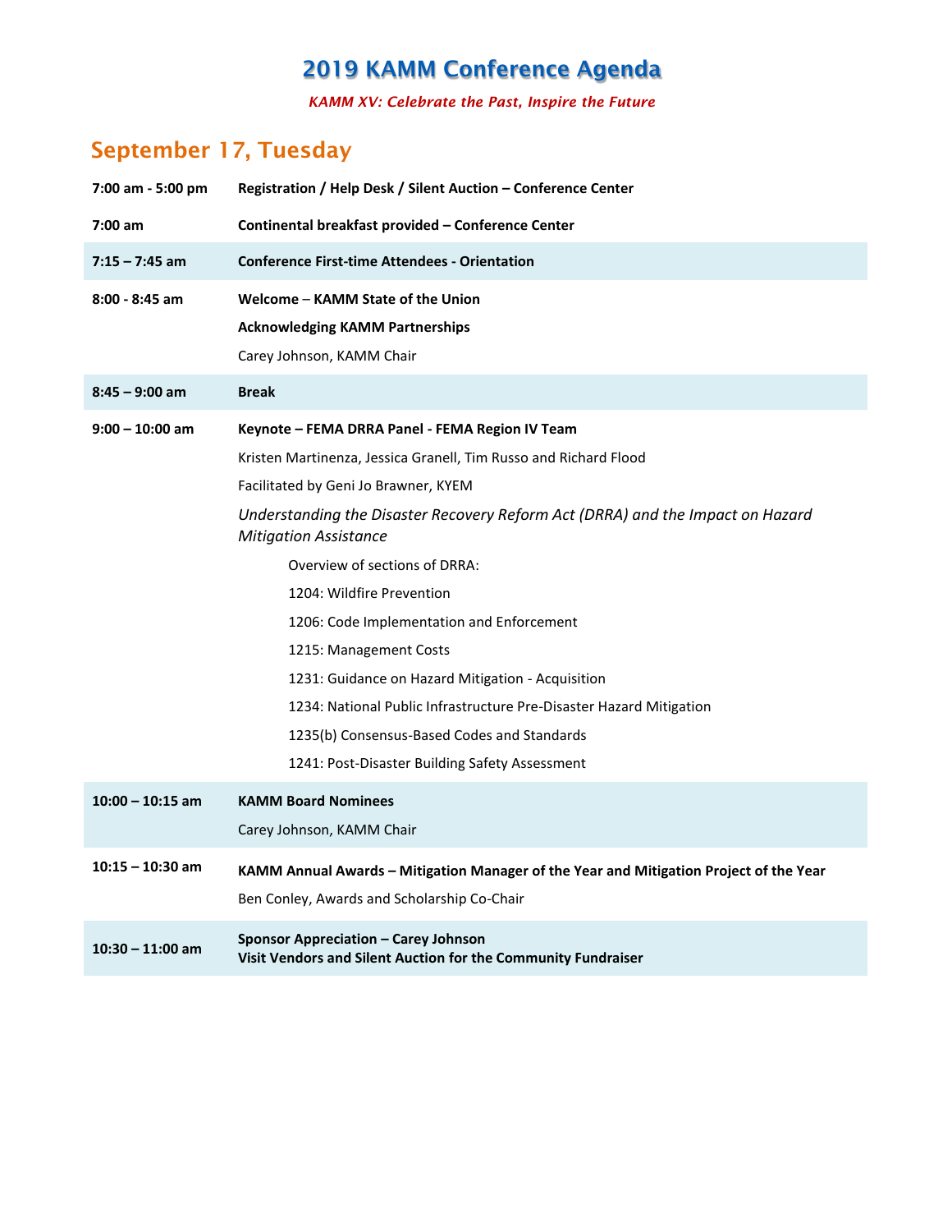# 2019 KAMM Conference Agenda

*KAMM XV: Celebrate the Past, Inspire the Future*

## September 17, Tuesday

| Time | Event |
|---|---|
| **7:00 am - 5:00 pm** | **Registration / Help Desk / Silent Auction – Conference Center** |
| **7:00 am** | **Continental breakfast provided – Conference Center** |
| **7:15 – 7:45 am** | **Conference First-time Attendees - Orientation** |
| **8:00 - 8:45 am** | **Welcome – KAMM State of the Union**<br>**Acknowledging KAMM Partnerships**<br>Carey Johnson, KAMM Chair |
| **8:45 – 9:00 am** | **Break** |
| **9:00 – 10:00 am** | **Keynote – FEMA DRRA Panel - FEMA Region IV Team**<br>Kristen Martinenza, Jessica Granell, Tim Russo and Richard Flood<br>Facilitated by Geni Jo Brawner, KYEM<br>*Understanding the Disaster Recovery Reform Act (DRRA) and the Impact on Hazard Mitigation Assistance*<br>Overview of sections of DRRA:<br>1204: Wildfire Prevention<br>1206: Code Implementation and Enforcement<br>1215: Management Costs<br>1231: Guidance on Hazard Mitigation - Acquisition<br>1234: National Public Infrastructure Pre-Disaster Hazard Mitigation<br>1235(b) Consensus-Based Codes and Standards<br>1241: Post-Disaster Building Safety Assessment |
| **10:00 – 10:15 am** | **KAMM Board Nominees**<br>Carey Johnson, KAMM Chair |
| **10:15 – 10:30 am** | **KAMM Annual Awards – Mitigation Manager of the Year and Mitigation Project of the Year**<br>Ben Conley, Awards and Scholarship Co-Chair |
| **10:30 – 11:00 am** | **Sponsor Appreciation – Carey Johnson**<br>**Visit Vendors and Silent Auction for the Community Fundraiser** |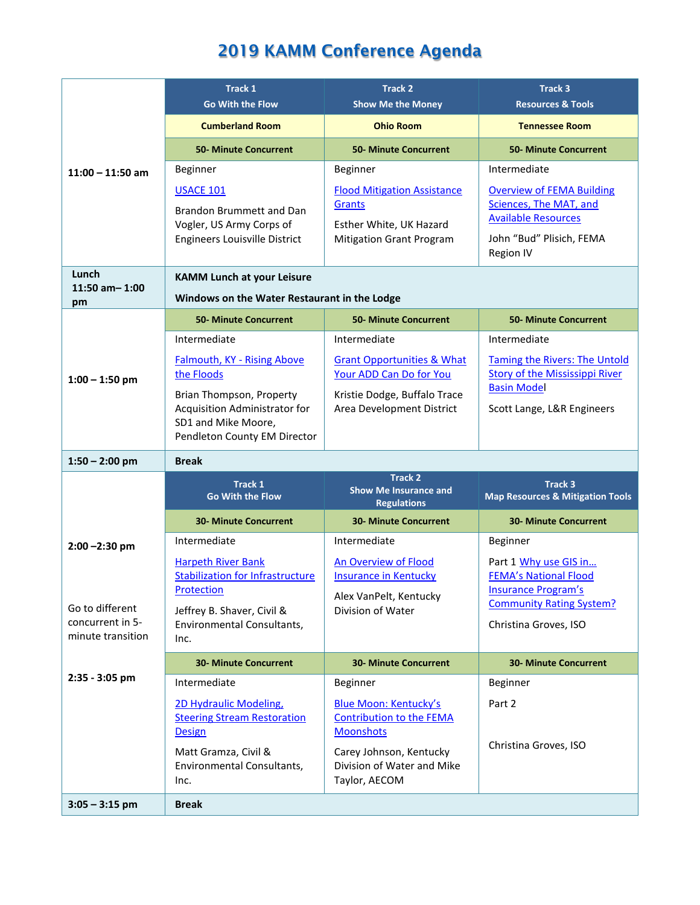# 2019 KAMM Conference Agenda

| | Track 1 Go With the Flow | Track 2 Show Me the Money | Track 3 Resources & Tools |
|---|---|---|---|
| | **Cumberland Room** | **Ohio Room** | **Tennessee Room** |
| **11:00 – 11:50 am** | **50- Minute Concurrent**<br>Beginner<br>USACE 101<br>Brandon Brummett and Dan Vogler, US Army Corps of Engineers Louisville District | **50- Minute Concurrent**<br>Beginner<br>Flood Mitigation Assistance Grants<br>Esther White, UK Hazard Mitigation Grant Program | **50- Minute Concurrent**<br>Intermediate<br>Overview of FEMA Building Sciences, The MAT, and Available Resources<br>John "Bud" Plisich, FEMA Region IV |
| **Lunch 11:50 am– 1:00 pm** | **KAMM Lunch at your Leisure**<br>**Windows on the Water Restaurant in the Lodge** | | |
| **1:00 – 1:50 pm** | **50- Minute Concurrent**<br>Intermediate<br>Falmouth, KY - Rising Above the Floods<br>Brian Thompson, Property Acquisition Administrator for SD1 and Mike Moore, Pendleton County EM Director | **50- Minute Concurrent**<br>Intermediate<br>Grant Opportunities & What Your ADD Can Do for You<br>Kristie Dodge, Buffalo Trace Area Development District | **50- Minute Concurrent**<br>Intermediate<br>Taming the Rivers: The Untold Story of the Mississippi River Basin Model<br>Scott Lange, L&R Engineers |
| **1:50 – 2:00 pm** | **Break** | | |
| | **Track 1 Go With the Flow** | **Track 2 Show Me Insurance and Regulations** | **Track 3 Map Resources & Mitigation Tools** |
| **2:00 –2:30 pm**<br><br>Go to different concurrent in 5-minute transition | **30- Minute Concurrent**<br>Intermediate<br>Harpeth River Bank Stabilization for Infrastructure Protection<br>Jeffrey B. Shaver, Civil & Environmental Consultants, Inc. | **30- Minute Concurrent**<br>Intermediate<br>An Overview of Flood Insurance in Kentucky<br>Alex VanPelt, Kentucky Division of Water | **30- Minute Concurrent**<br>Beginner<br>Part 1 Why use GIS in… FEMA's National Flood Insurance Program's Community Rating System?<br>Christina Groves, ISO |
| **2:35 - 3:05 pm** | **30- Minute Concurrent**<br>Intermediate<br>2D Hydraulic Modeling, Steering Stream Restoration Design<br>Matt Gramza, Civil & Environmental Consultants, Inc. | **30- Minute Concurrent**<br>Beginner<br>Blue Moon: Kentucky's Contribution to the FEMA Moonshots<br>Carey Johnson, Kentucky Division of Water and Mike Taylor, AECOM | **30- Minute Concurrent**<br>Beginner<br>Part 2<br>Christina Groves, ISO |
| **3:05 – 3:15 pm** | **Break** | | |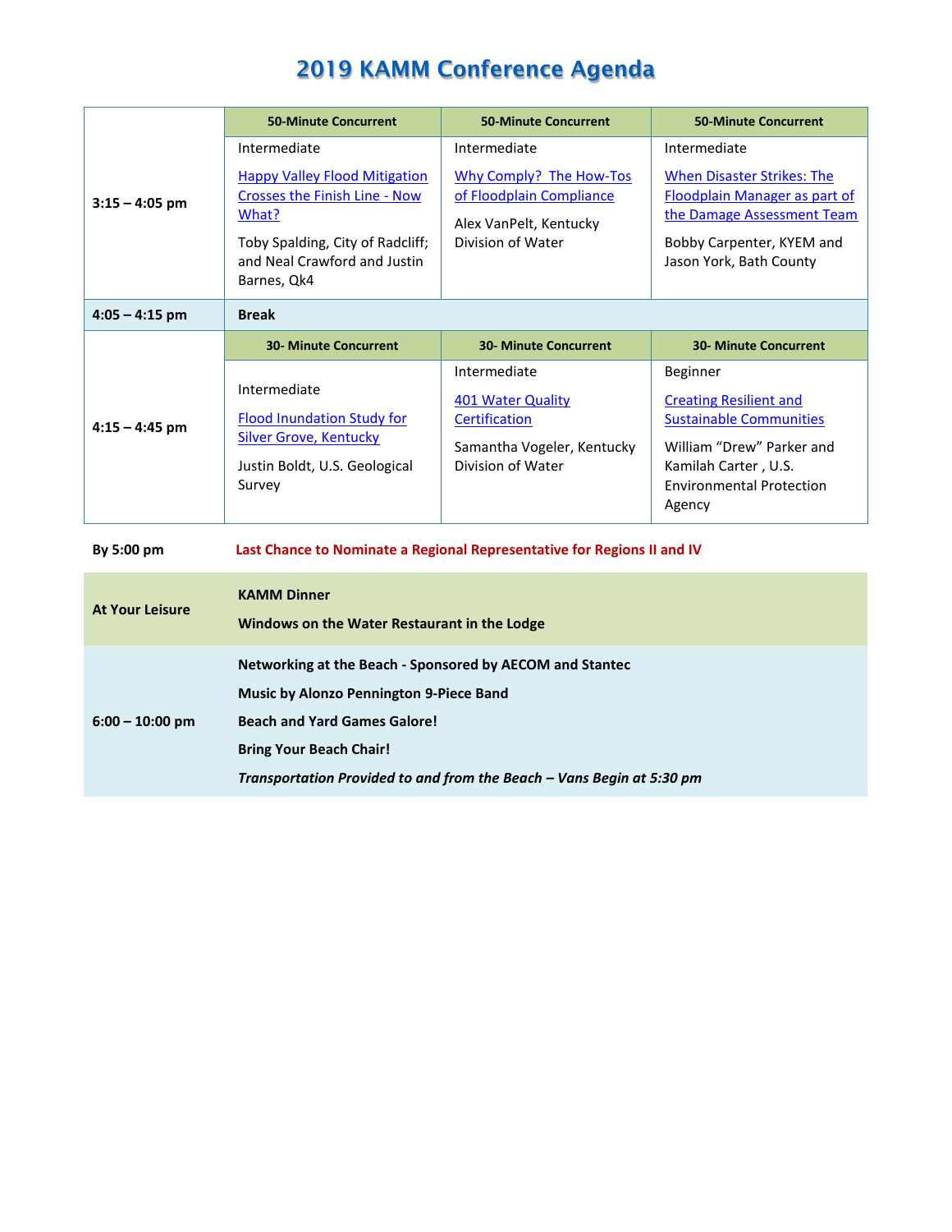# 2019 KAMM Conference Agenda

| | | | |
|---|---|---|---|
| **3:15 – 4:05 pm** | **50-Minute Concurrent** | **50-Minute Concurrent** | **50-Minute Concurrent** |
| | Intermediate<br><br>Happy Valley Flood Mitigation Crosses the Finish Line - Now What?<br><br>Toby Spalding, City of Radcliff; and Neal Crawford and Justin Barnes, Qk4 | Intermediate<br><br>Why Comply? The How-Tos of Floodplain Compliance<br><br>Alex VanPelt, Kentucky Division of Water | Intermediate<br><br>When Disaster Strikes: The Floodplain Manager as part of the Damage Assessment Team<br><br>Bobby Carpenter, KYEM and Jason York, Bath County |
| **4:05 – 4:15 pm** | **Break** | | |
| **4:15 – 4:45 pm** | **30- Minute Concurrent** | **30- Minute Concurrent** | **30- Minute Concurrent** |
| | Intermediate<br><br>Flood Inundation Study for Silver Grove, Kentucky<br><br>Justin Boldt, U.S. Geological Survey | Intermediate<br><br>401 Water Quality Certification<br><br>Samantha Vogeler, Kentucky Division of Water | Beginner<br><br>Creating Resilient and Sustainable Communities<br><br>William "Drew" Parker and Kamilah Carter , U.S. Environmental Protection Agency |

| | |
|---|---|
| **By 5:00 pm** | **Last Chance to Nominate a Regional Representative for Regions II and IV** |
| **At Your Leisure** | **KAMM Dinner**<br><br>**Windows on the Water Restaurant in the Lodge** |
| **6:00 – 10:00 pm** | **Networking at the Beach - Sponsored by AECOM and Stantec**<br><br>**Music by Alonzo Pennington 9-Piece Band**<br><br>**Beach and Yard Games Galore!**<br><br>**Bring Your Beach Chair!**<br><br>***Transportation Provided to and from the Beach – Vans Begin at 5:30 pm*** |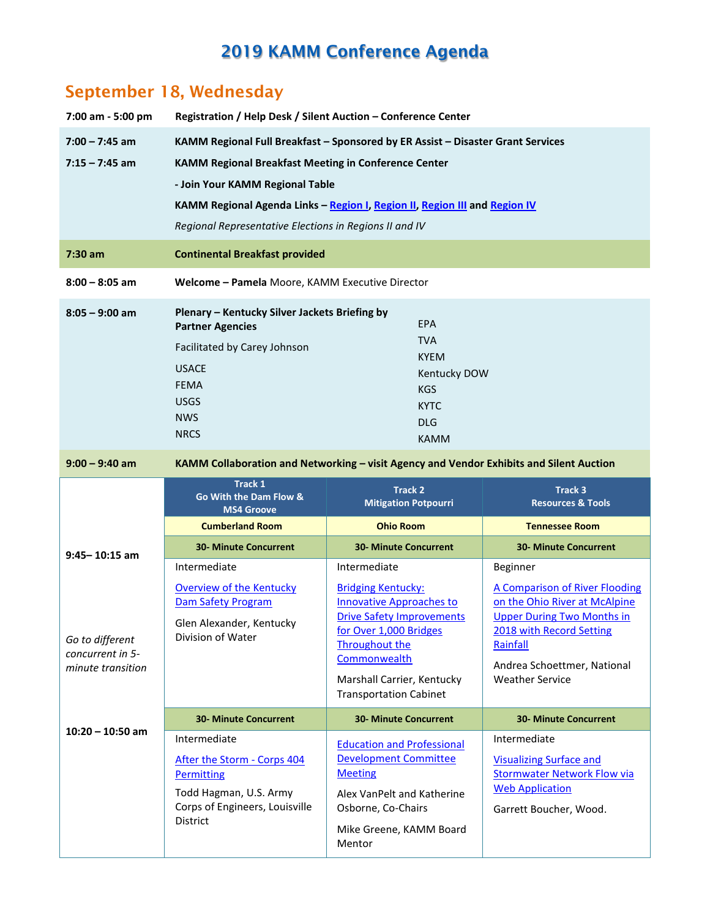# 2019 KAMM Conference Agenda

## September 18, Wednesday

| | |
|---|---|
| **7:00 am - 5:00 pm** | **Registration / Help Desk / Silent Auction – Conference Center** |
| **7:00 – 7:45 am** | **KAMM Regional Full Breakfast – Sponsored by ER Assist – Disaster Grant Services** |
| **7:15 – 7:45 am** | **KAMM Regional Breakfast Meeting in Conference Center**<br>**- Join Your KAMM Regional Table**<br>**KAMM Regional Agenda Links – Region I, Region II, Region III and Region IV**<br>*Regional Representative Elections in Regions II and IV* |
| **7:30 am** | **Continental Breakfast provided** |
| **8:00 – 8:05 am** | **Welcome – Pamela** Moore, KAMM Executive Director |
| **8:05 – 9:00 am** | **Plenary – Kentucky Silver Jackets Briefing by Partner Agencies**<br>Facilitated by Carey Johnson<br>USACE<br>FEMA<br>USGS<br>NWS<br>NRCS<br>EPA<br>TVA<br>KYEM<br>Kentucky DOW<br>KGS<br>KYTC<br>DLG<br>KAMM |
| **9:00 – 9:40 am** | **KAMM Collaboration and Networking – visit Agency and Vendor Exhibits and Silent Auction** |

| | Track 1<br>Go With the Dam Flow & MS4 Groove | Track 2<br>Mitigation Potpourri | Track 3<br>Resources & Tools |
|---|---|---|---|
| | **Cumberland Room** | **Ohio Room** | **Tennessee Room** |
| **9:45– 10:15 am** | **30- Minute Concurrent** | **30- Minute Concurrent** | **30- Minute Concurrent** |
| | Intermediate<br>Overview of the Kentucky Dam Safety Program<br>Glen Alexander, Kentucky Division of Water | Intermediate<br>Bridging Kentucky: Innovative Approaches to Drive Safety Improvements for Over 1,000 Bridges Throughout the Commonwealth<br>Marshall Carrier, Kentucky Transportation Cabinet | Beginner<br>A Comparison of River Flooding on the Ohio River at McAlpine Upper During Two Months in 2018 with Record Setting Rainfall<br>Andrea Schoettmer, National Weather Service |
| *Go to different concurrent in 5-minute transition* | | | |
| **10:20 – 10:50 am** | **30- Minute Concurrent** | **30- Minute Concurrent** | **30- Minute Concurrent** |
| | Intermediate<br>After the Storm - Corps 404 Permitting<br>Todd Hagman, U.S. Army Corps of Engineers, Louisville District | Education and Professional Development Committee Meeting<br>Alex VanPelt and Katherine Osborne, Co-Chairs<br>Mike Greene, KAMM Board Mentor | Intermediate<br>Visualizing Surface and Stormwater Network Flow via Web Application<br>Garrett Boucher, Wood. |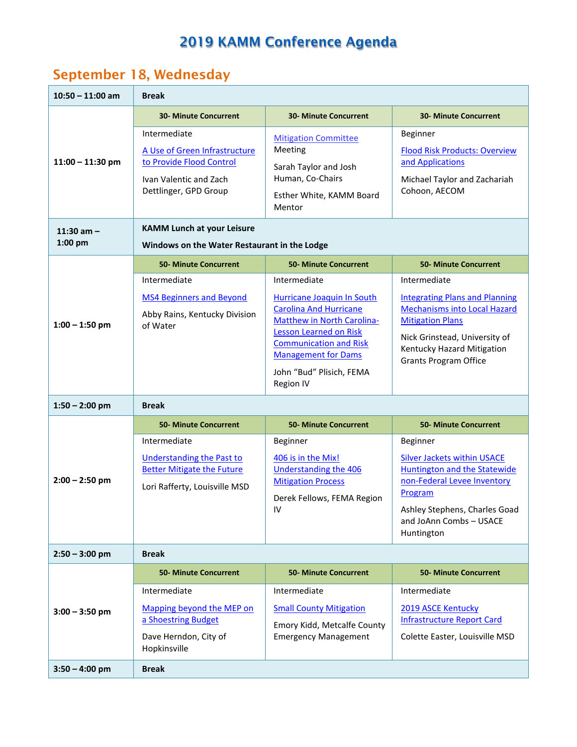# 2019 KAMM Conference Agenda

## September 18, Wednesday

| | | | |
|---|---|---|---|
| **10:50 – 11:00 am** | **Break** | | |
| **11:00 – 11:30 pm** | **30- Minute Concurrent** | **30- Minute Concurrent** | **30- Minute Concurrent** |
| | Intermediate<br><br>A Use of Green Infrastructure to Provide Flood Control<br><br>Ivan Valentic and Zach Dettlinger, GPD Group | Mitigation Committee Meeting<br><br>Sarah Taylor and Josh Human, Co-Chairs<br><br>Esther White, KAMM Board Mentor | Beginner<br><br>Flood Risk Products: Overview and Applications<br><br>Michael Taylor and Zachariah Cohoon, AECOM |
| **11:30 am – 1:00 pm** | **KAMM Lunch at your Leisure**<br><br>**Windows on the Water Restaurant in the Lodge** | | |
| **1:00 – 1:50 pm** | **50- Minute Concurrent** | **50- Minute Concurrent** | **50- Minute Concurrent** |
| | Intermediate<br><br>MS4 Beginners and Beyond<br><br>Abby Rains, Kentucky Division of Water | Intermediate<br><br>Hurricane Joaquin In South Carolina And Hurricane Matthew in North Carolina-Lesson Learned on Risk Communication and Risk Management for Dams<br><br>John "Bud" Plisich, FEMA Region IV | Intermediate<br><br>Integrating Plans and Planning Mechanisms into Local Hazard Mitigation Plans<br><br>Nick Grinstead, University of Kentucky Hazard Mitigation Grants Program Office |
| **1:50 – 2:00 pm** | **Break** | | |
| **2:00 – 2:50 pm** | **50- Minute Concurrent** | **50- Minute Concurrent** | **50- Minute Concurrent** |
| | Intermediate<br><br>Understanding the Past to Better Mitigate the Future<br><br>Lori Rafferty, Louisville MSD | Beginner<br><br>406 is in the Mix! Understanding the 406 Mitigation Process<br><br>Derek Fellows, FEMA Region IV | Beginner<br><br>Silver Jackets within USACE Huntington and the Statewide non-Federal Levee Inventory Program<br><br>Ashley Stephens, Charles Goad and JoAnn Combs – USACE Huntington |
| **2:50 – 3:00 pm** | **Break** | | |
| **3:00 – 3:50 pm** | **50- Minute Concurrent** | **50- Minute Concurrent** | **50- Minute Concurrent** |
| | Intermediate<br><br>Mapping beyond the MEP on a Shoestring Budget<br><br>Dave Herndon, City of Hopkinsville | Intermediate<br><br>Small County Mitigation<br><br>Emory Kidd, Metcalfe County Emergency Management | Intermediate<br><br>2019 ASCE Kentucky Infrastructure Report Card<br><br>Colette Easter, Louisville MSD |
| **3:50 – 4:00 pm** | **Break** | | |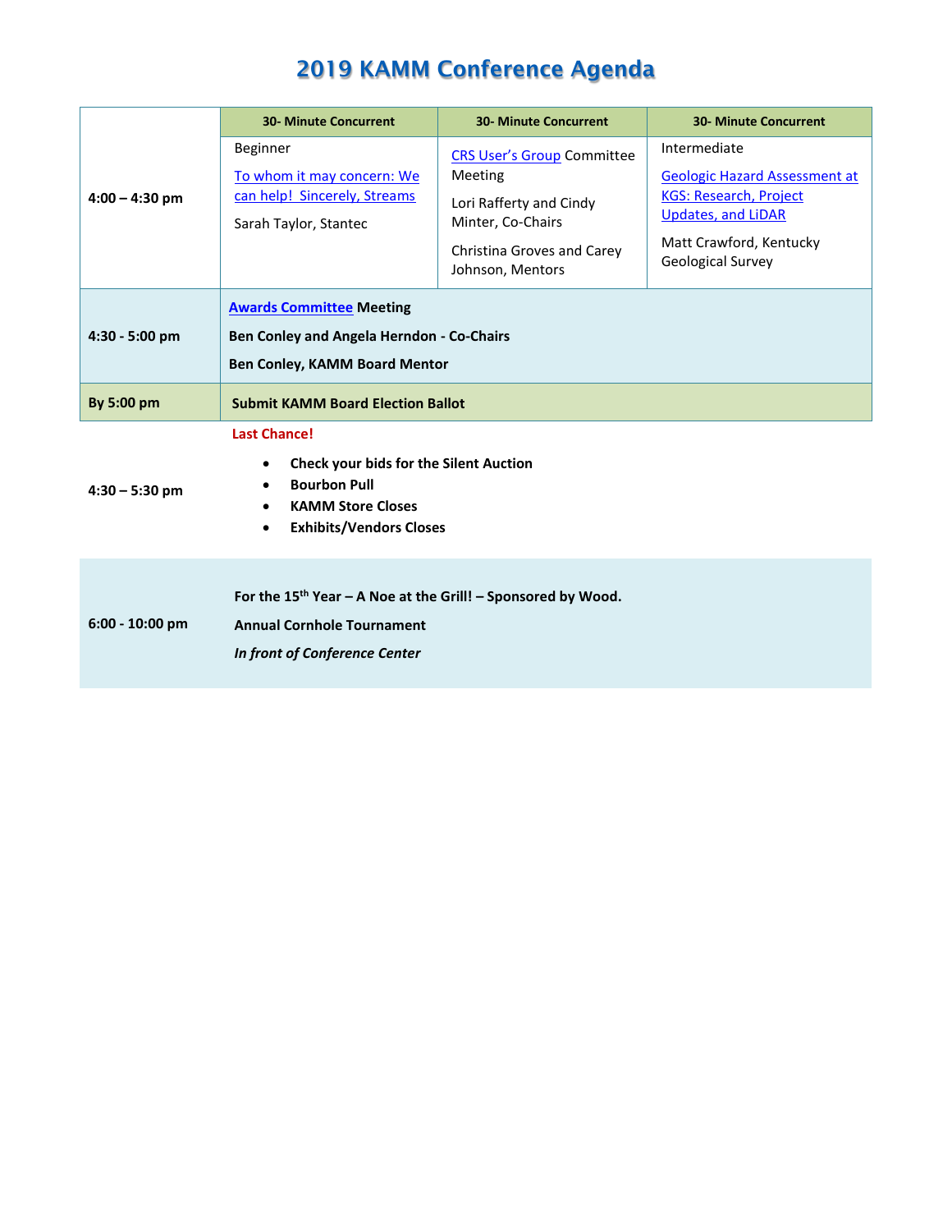# 2019 KAMM Conference Agenda

| | 30- Minute Concurrent | 30- Minute Concurrent | 30- Minute Concurrent |
|---|---|---|---|
| **4:00 – 4:30 pm** | Beginner<br>To whom it may concern: We can help! Sincerely, Streams<br>Sarah Taylor, Stantec | CRS User's Group Committee Meeting<br>Lori Rafferty and Cindy Minter, Co-Chairs<br>Christina Groves and Carey Johnson, Mentors | Intermediate<br>Geologic Hazard Assessment at KGS: Research, Project Updates, and LiDAR<br>Matt Crawford, Kentucky Geological Survey |
| **4:30 - 5:00 pm** | **Awards Committee Meeting**<br>**Ben Conley and Angela Herndon - Co-Chairs**<br>**Ben Conley, KAMM Board Mentor** | | |
| **By 5:00 pm** | **Submit KAMM Board Election Ballot** | | |
| **4:30 – 5:30 pm** | **Last Chance!**<br>• **Check your bids for the Silent Auction**<br>• **Bourbon Pull**<br>• **KAMM Store Closes**<br>• **Exhibits/Vendors Closes** | | |
| **6:00 - 10:00 pm** | **For the 15th Year – A Noe at the Grill! – Sponsored by Wood.**<br>**Annual Cornhole Tournament**<br>***In front of Conference Center*** | | |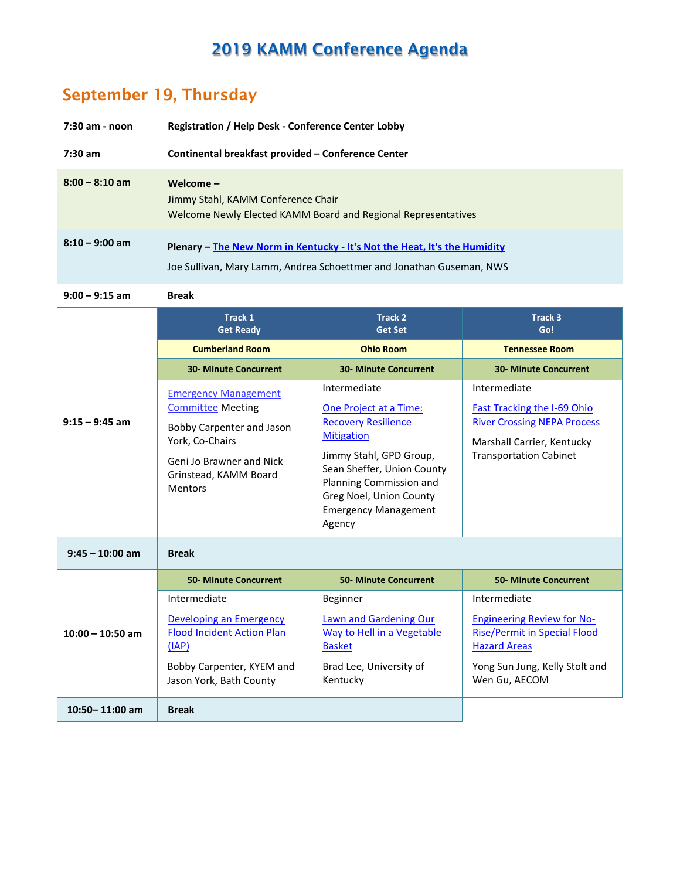# 2019 KAMM Conference Agenda

## September 19, Thursday

**7:30 am - noon** **Registration / Help Desk - Conference Center Lobby**

**7:30 am** **Continental breakfast provided – Conference Center**

**8:00 – 8:10 am** **Welcome –**
Jimmy Stahl, KAMM Conference Chair
Welcome Newly Elected KAMM Board and Regional Representatives

**8:10 – 9:00 am** **Plenary – The New Norm in Kentucky - It's Not the Heat, It's the Humidity**
Joe Sullivan, Mary Lamm, Andrea Schoettmer and Jonathan Guseman, NWS

**9:00 – 9:15 am** **Break**

| | Track 1 Get Ready | Track 2 Get Set | Track 3 Go! |
|---|---|---|---|
| | **Cumberland Room** | **Ohio Room** | **Tennessee Room** |
| | **30- Minute Concurrent** | **30- Minute Concurrent** | **30- Minute Concurrent** |
| **9:15 – 9:45 am** | Emergency Management Committee Meeting<br><br>Bobby Carpenter and Jason York, Co-Chairs<br><br>Geni Jo Brawner and Nick Grinstead, KAMM Board Mentors | Intermediate<br><br>One Project at a Time: Recovery Resilience Mitigation<br><br>Jimmy Stahl, GPD Group, Sean Sheffer, Union County Planning Commission and Greg Noel, Union County Emergency Management Agency | Intermediate<br><br>Fast Tracking the I-69 Ohio River Crossing NEPA Process<br><br>Marshall Carrier, Kentucky Transportation Cabinet |
| **9:45 – 10:00 am** | **Break** | | |
| | **50- Minute Concurrent** | **50- Minute Concurrent** | **50- Minute Concurrent** |
| **10:00 – 10:50 am** | Intermediate<br><br>Developing an Emergency Flood Incident Action Plan (IAP)<br><br>Bobby Carpenter, KYEM and Jason York, Bath County | Beginner<br><br>Lawn and Gardening Our Way to Hell in a Vegetable Basket<br><br>Brad Lee, University of Kentucky | Intermediate<br><br>Engineering Review for No-Rise/Permit in Special Flood Hazard Areas<br><br>Yong Sun Jung, Kelly Stolt and Wen Gu, AECOM |
| **10:50– 11:00 am** | **Break** | | |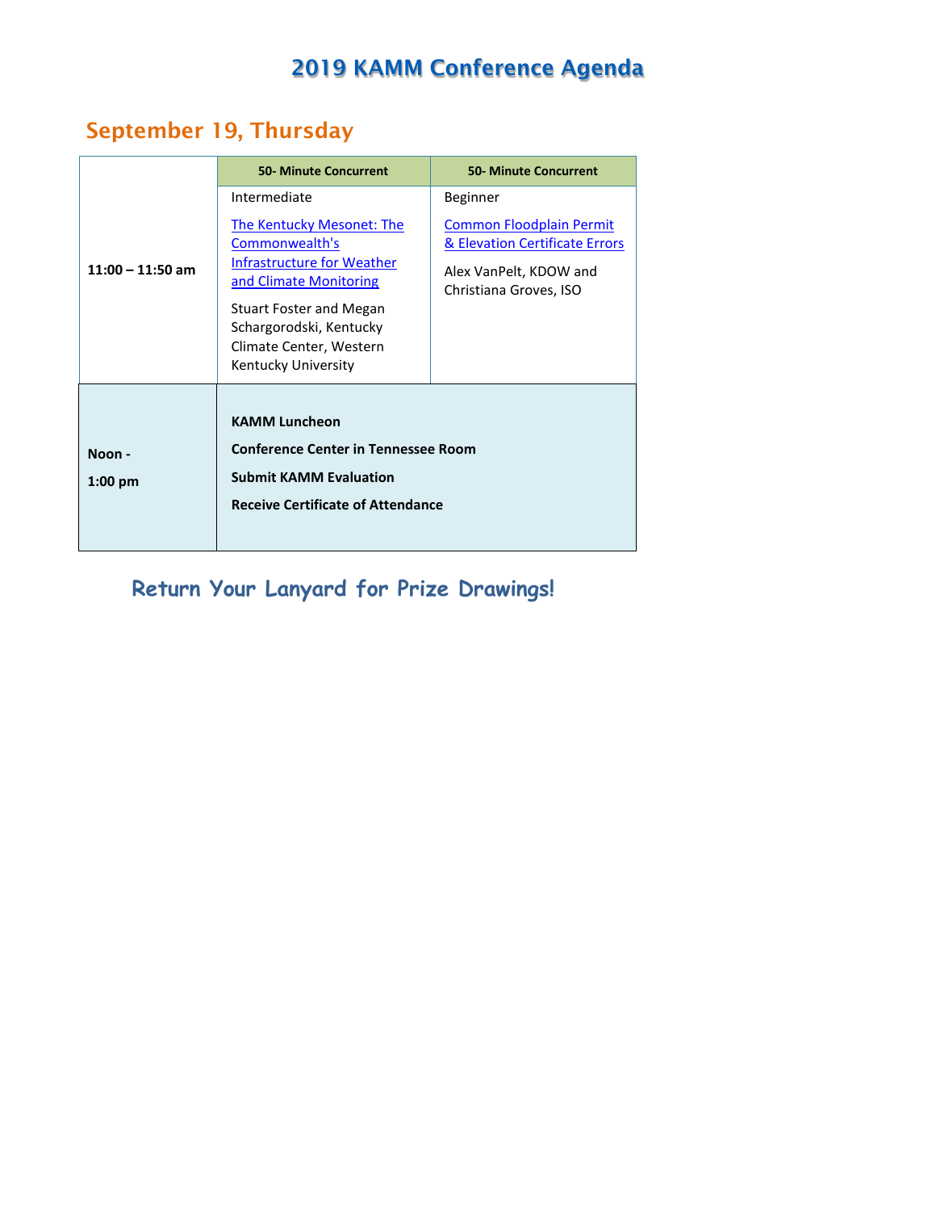# 2019 KAMM Conference Agenda

## September 19, Thursday

| | 50- Minute Concurrent | 50- Minute Concurrent |
|---|---|---|
| **11:00 – 11:50 am** | Intermediate<br><br>The Kentucky Mesonet: The Commonwealth's Infrastructure for Weather and Climate Monitoring<br><br>Stuart Foster and Megan Schargorodski, Kentucky Climate Center, Western Kentucky University | Beginner<br><br>Common Floodplain Permit & Elevation Certificate Errors<br><br>Alex VanPelt, KDOW and Christiana Groves, ISO |
| **Noon - 1:00 pm** | **KAMM Luncheon**<br><br>**Conference Center in Tennessee Room**<br><br>**Submit KAMM Evaluation**<br><br>**Receive Certificate of Attendance** | |

**Return Your Lanyard for Prize Drawings!**